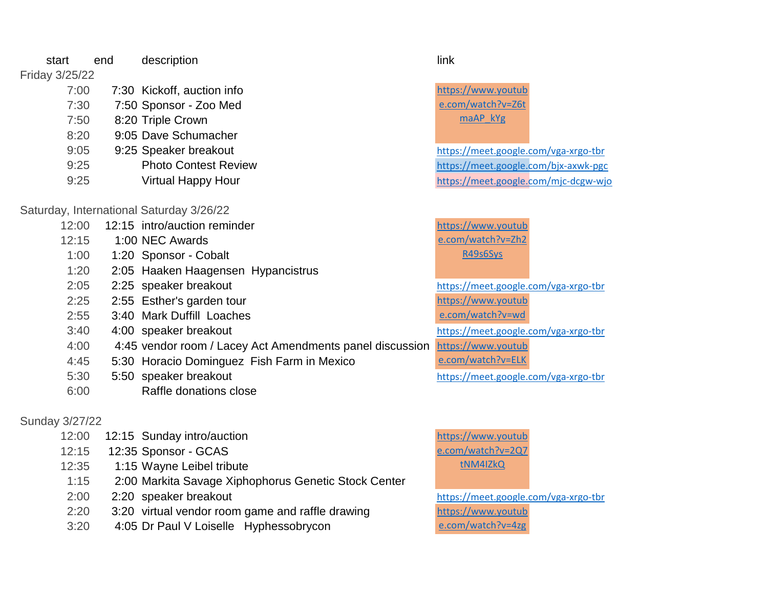| start | end | description | link |
|---|---|---|---|
| Friday 3/25/22 | | | |
| 7:00 | 7:30 | Kickoff, auction info | https://www.youtube.com/watch?v=Z6tmaAP_kYg |
| 7:30 | 7:50 | Sponsor - Zoo Med | |
| 7:50 | 8:20 | Triple Crown | |
| 8:20 | 9:05 | Dave Schumacher | |
| 9:05 | 9:25 | Speaker breakout | https://meet.google.com/vga-xrgo-tbr |
| 9:25 | | Photo Contest Review | https://meet.google.com/bjx-axwk-pgc |
| 9:25 | | Virtual Happy Hour | https://meet.google.com/mjc-dcgw-wjo |
| Saturday, International Saturday 3/26/22 | | | |
| 12:00 | 12:15 | intro/auction reminder | https://www.youtube.com/watch?v=Zh2R49s6Sys |
| 12:15 | 1:00 | NEC Awards | |
| 1:00 | 1:20 | Sponsor - Cobalt | |
| 1:20 | 2:05 | Haaken Haagensen Hypancistrus | |
| 2:05 | 2:25 | speaker breakout | https://meet.google.com/vga-xrgo-tbr |
| 2:25 | 2:55 | Esther's garden tour | https://www.youtube.com/watch?v=wd |
| 2:55 | 3:40 | Mark Duffill Loaches | |
| 3:40 | 4:00 | speaker breakout | https://meet.google.com/vga-xrgo-tbr |
| 4:00 | 4:45 | vendor room / Lacey Act Amendments panel discussion | https://www.youtube.com/watch?v=ELK |
| 4:45 | 5:30 | Horacio Dominguez Fish Farm in Mexico | |
| 5:30 | 5:50 | speaker breakout | https://meet.google.com/vga-xrgo-tbr |
| 6:00 | | Raffle donations close | |
| Sunday 3/27/22 | | | |
| 12:00 | 12:15 | Sunday intro/auction | https://www.youtube.com/watch?v=2Q7tNM4IZkQ |
| 12:15 | 12:35 | Sponsor - GCAS | |
| 12:35 | 1:15 | Wayne Leibel tribute | |
| 1:15 | 2:00 | Markita Savage Xiphophorus Genetic Stock Center | |
| 2:00 | 2:20 | speaker breakout | https://meet.google.com/vga-xrgo-tbr |
| 2:20 | 3:20 | virtual vendor room game and raffle drawing | https://www.youtube.com/watch?v=4zg |
| 3:20 | 4:05 | Dr Paul V Loiselle Hyphessobrycon | |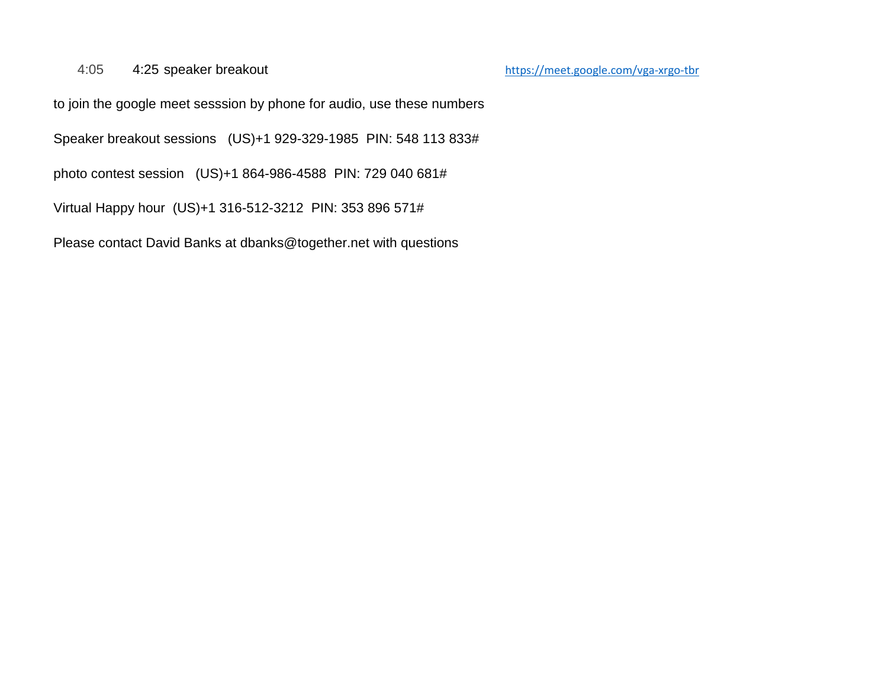| | | | |
|---|---|---|---|
| 4:05 | 4:25 | speaker breakout | https://meet.google.com/vga-xrgo-tbr |

to join the google meet sesssion by phone for audio, use these numbers

Speaker breakout sessions (US)+1 929-329-1985 PIN: 548 113 833#

photo contest session (US)+1 864-986-4588 PIN: 729 040 681#

Virtual Happy hour (US)+1 316-512-3212 PIN: 353 896 571#

Please contact David Banks at dbanks@together.net with questions